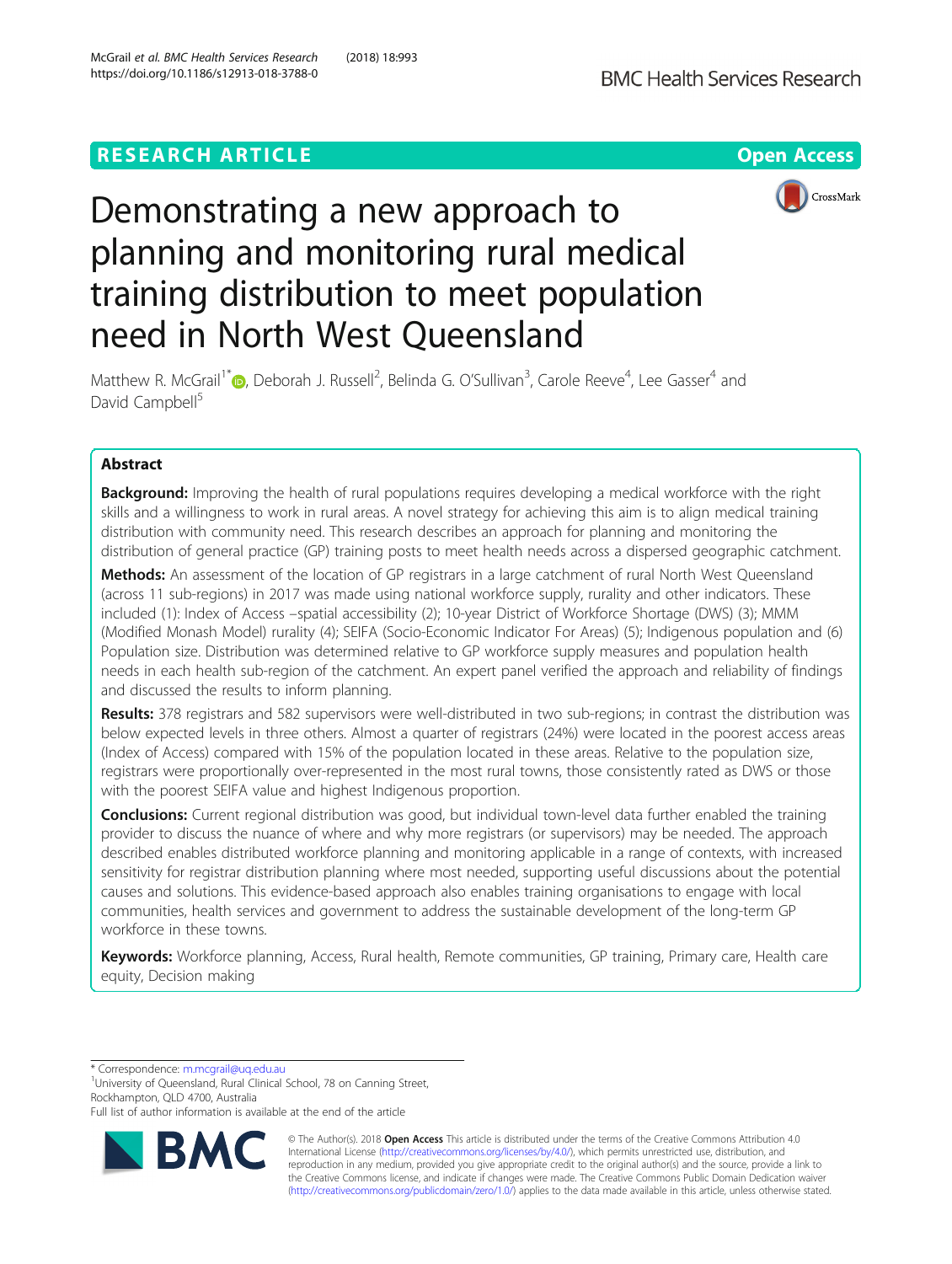# Demonstrating a new approach to planning and monitoring rural medical training distribution to meet population need in North West Queensland

Matthew R. McGrail[1*], Deborah J. Russell[2], Belinda G. O'Sullivan[3], Carole Reeve[4], Lee Gasser[4] and David Campbell[5]

## Abstract

**Background:** Improving the health of rural populations requires developing a medical workforce with the right skills and a willingness to work in rural areas. A novel strategy for achieving this aim is to align medical training distribution with community need. This research describes an approach for planning and monitoring the distribution of general practice (GP) training posts to meet health needs across a dispersed geographic catchment.

**Methods:** An assessment of the location of GP registrars in a large catchment of rural North West Queensland (across 11 sub-regions) in 2017 was made using national workforce supply, rurality and other indicators. These included (1): Index of Access –spatial accessibility (2); 10-year District of Workforce Shortage (DWS) (3); MMM (Modified Monash Model) rurality (4); SEIFA (Socio-Economic Indicator For Areas) (5); Indigenous population and (6) Population size. Distribution was determined relative to GP workforce supply measures and population health needs in each health sub-region of the catchment. An expert panel verified the approach and reliability of findings and discussed the results to inform planning.

**Results:** 378 registrars and 582 supervisors were well-distributed in two sub-regions; in contrast the distribution was below expected levels in three others. Almost a quarter of registrars (24%) were located in the poorest access areas (Index of Access) compared with 15% of the population located in these areas. Relative to the population size, registrars were proportionally over-represented in the most rural towns, those consistently rated as DWS or those with the poorest SEIFA value and highest Indigenous proportion.

**Conclusions:** Current regional distribution was good, but individual town-level data further enabled the training provider to discuss the nuance of where and why more registrars (or supervisors) may be needed. The approach described enables distributed workforce planning and monitoring applicable in a range of contexts, with increased sensitivity for registrar distribution planning where most needed, supporting useful discussions about the potential causes and solutions. This evidence-based approach also enables training organisations to engage with local communities, health services and government to address the sustainable development of the long-term GP workforce in these towns.

**Keywords:** Workforce planning, Access, Rural health, Remote communities, GP training, Primary care, Health care equity, Decision making

---

* Correspondence: m.mcgrail@uq.edu.au
[1]University of Queensland, Rural Clinical School, 78 on Canning Street, Rockhampton, QLD 4700, Australia
Full list of author information is available at the end of the article

© The Author(s). 2018 **Open Access** This article is distributed under the terms of the Creative Commons Attribution 4.0 International License (http://creativecommons.org/licenses/by/4.0/), which permits unrestricted use, distribution, and reproduction in any medium, provided you give appropriate credit to the original author(s) and the source, provide a link to the Creative Commons license, and indicate if changes were made. The Creative Commons Public Domain Dedication waiver (http://creativecommons.org/publicdomain/zero/1.0/) applies to the data made available in this article, unless otherwise stated.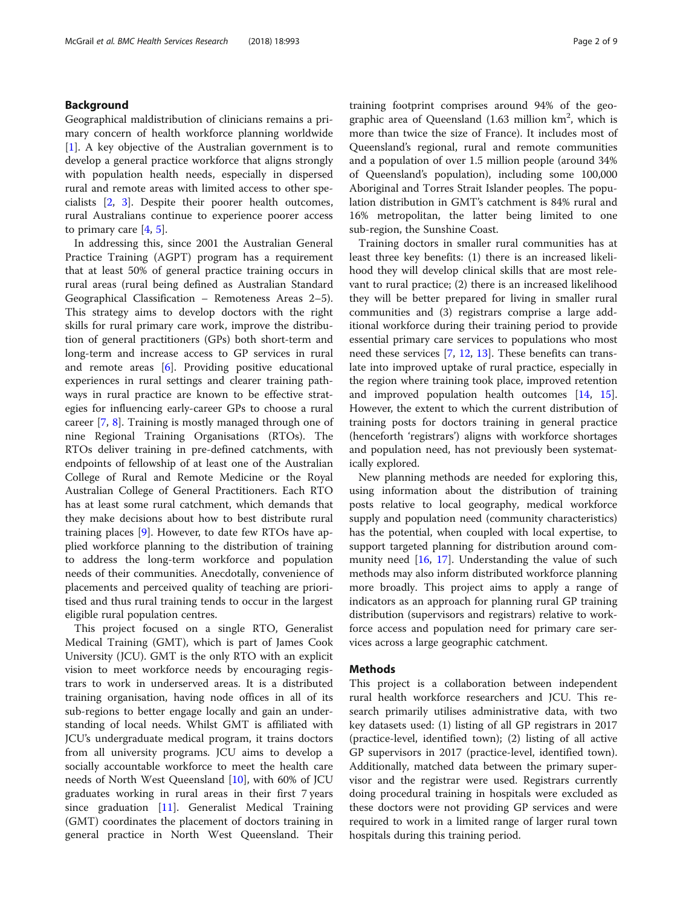## Background

Geographical maldistribution of clinicians remains a primary concern of health workforce planning worldwide [1]. A key objective of the Australian government is to develop a general practice workforce that aligns strongly with population health needs, especially in dispersed rural and remote areas with limited access to other specialists [2, 3]. Despite their poorer health outcomes, rural Australians continue to experience poorer access to primary care [4, 5].

In addressing this, since 2001 the Australian General Practice Training (AGPT) program has a requirement that at least 50% of general practice training occurs in rural areas (rural being defined as Australian Standard Geographical Classification – Remoteness Areas 2–5). This strategy aims to develop doctors with the right skills for rural primary care work, improve the distribution of general practitioners (GPs) both short-term and long-term and increase access to GP services in rural and remote areas [6]. Providing positive educational experiences in rural settings and clearer training pathways in rural practice are known to be effective strategies for influencing early-career GPs to choose a rural career [7, 8]. Training is mostly managed through one of nine Regional Training Organisations (RTOs). The RTOs deliver training in pre-defined catchments, with endpoints of fellowship of at least one of the Australian College of Rural and Remote Medicine or the Royal Australian College of General Practitioners. Each RTO has at least some rural catchment, which demands that they make decisions about how to best distribute rural training places [9]. However, to date few RTOs have applied workforce planning to the distribution of training to address the long-term workforce and population needs of their communities. Anecdotally, convenience of placements and perceived quality of teaching are prioritised and thus rural training tends to occur in the largest eligible rural population centres.

This project focused on a single RTO, Generalist Medical Training (GMT), which is part of James Cook University (JCU). GMT is the only RTO with an explicit vision to meet workforce needs by encouraging registrars to work in underserved areas. It is a distributed training organisation, having node offices in all of its sub-regions to better engage locally and gain an understanding of local needs. Whilst GMT is affiliated with JCU's undergraduate medical program, it trains doctors from all university programs. JCU aims to develop a socially accountable workforce to meet the health care needs of North West Queensland [10], with 60% of JCU graduates working in rural areas in their first 7 years since graduation [11]. Generalist Medical Training (GMT) coordinates the placement of doctors training in general practice in North West Queensland. Their training footprint comprises around 94% of the geographic area of Queensland (1.63 million km$^2$, which is more than twice the size of France). It includes most of Queensland's regional, rural and remote communities and a population of over 1.5 million people (around 34% of Queensland's population), including some 100,000 Aboriginal and Torres Strait Islander peoples. The population distribution in GMT's catchment is 84% rural and 16% metropolitan, the latter being limited to one sub-region, the Sunshine Coast.

Training doctors in smaller rural communities has at least three key benefits: (1) there is an increased likelihood they will develop clinical skills that are most relevant to rural practice; (2) there is an increased likelihood they will be better prepared for living in smaller rural communities and (3) registrars comprise a large additional workforce during their training period to provide essential primary care services to populations who most need these services [7, 12, 13]. These benefits can translate into improved uptake of rural practice, especially in the region where training took place, improved retention and improved population health outcomes [14, 15]. However, the extent to which the current distribution of training posts for doctors training in general practice (henceforth 'registrars') aligns with workforce shortages and population need, has not previously been systematically explored.

New planning methods are needed for exploring this, using information about the distribution of training posts relative to local geography, medical workforce supply and population need (community characteristics) has the potential, when coupled with local expertise, to support targeted planning for distribution around community need [16, 17]. Understanding the value of such methods may also inform distributed workforce planning more broadly. This project aims to apply a range of indicators as an approach for planning rural GP training distribution (supervisors and registrars) relative to workforce access and population need for primary care services across a large geographic catchment.

## Methods

This project is a collaboration between independent rural health workforce researchers and JCU. This research primarily utilises administrative data, with two key datasets used: (1) listing of all GP registrars in 2017 (practice-level, identified town); (2) listing of all active GP supervisors in 2017 (practice-level, identified town). Additionally, matched data between the primary supervisor and the registrar were used. Registrars currently doing procedural training in hospitals were excluded as these doctors were not providing GP services and were required to work in a limited range of larger rural town hospitals during this training period.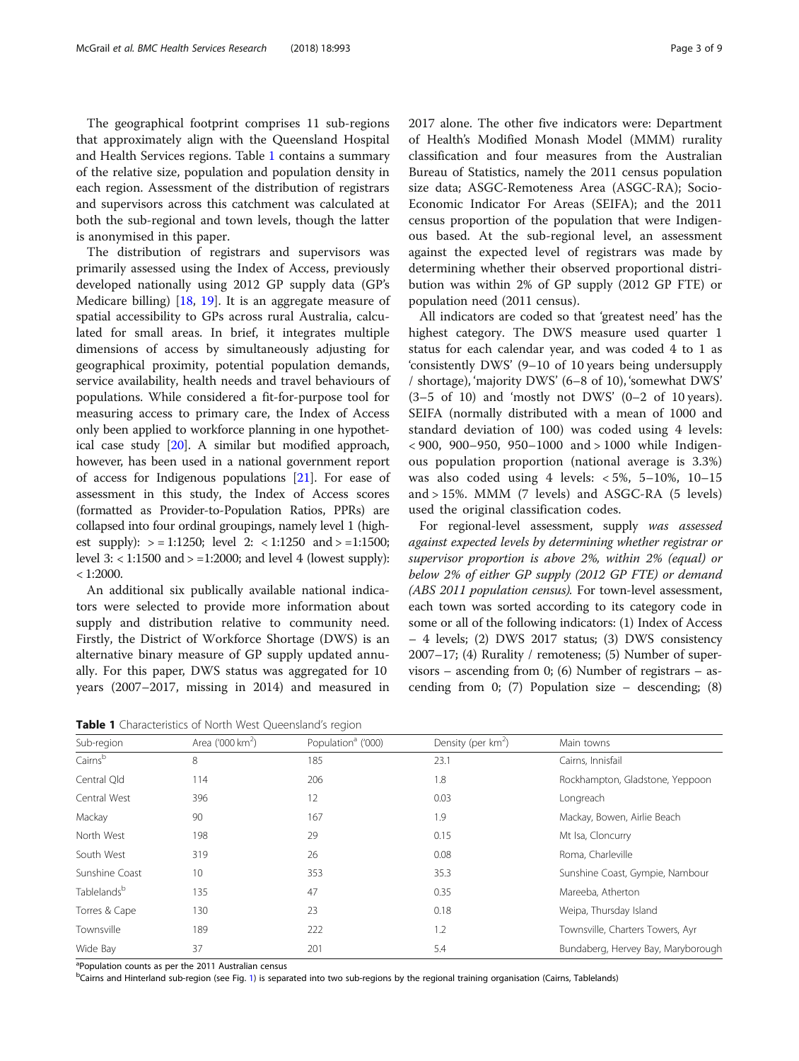The geographical footprint comprises 11 sub-regions that approximately align with the Queensland Hospital and Health Services regions. Table 1 contains a summary of the relative size, population and population density in each region. Assessment of the distribution of registrars and supervisors across this catchment was calculated at both the sub-regional and town levels, though the latter is anonymised in this paper.

The distribution of registrars and supervisors was primarily assessed using the Index of Access, previously developed nationally using 2012 GP supply data (GP's Medicare billing) [18, 19]. It is an aggregate measure of spatial accessibility to GPs across rural Australia, calculated for small areas. In brief, it integrates multiple dimensions of access by simultaneously adjusting for geographical proximity, potential population demands, service availability, health needs and travel behaviours of populations. While considered a fit-for-purpose tool for measuring access to primary care, the Index of Access only been applied to workforce planning in one hypothetical case study [20]. A similar but modified approach, however, has been used in a national government report of access for Indigenous populations [21]. For ease of assessment in this study, the Index of Access scores (formatted as Provider-to-Population Ratios, PPRs) are collapsed into four ordinal groupings, namely level 1 (highest supply): > = 1:1250; level 2: < 1:1250 and > =1:1500; level 3: < 1:1500 and > =1:2000; and level 4 (lowest supply): < 1:2000.

An additional six publically available national indicators were selected to provide more information about supply and distribution relative to community need. Firstly, the District of Workforce Shortage (DWS) is an alternative binary measure of GP supply updated annually. For this paper, DWS status was aggregated for 10 years (2007–2017, missing in 2014) and measured in 2017 alone. The other five indicators were: Department of Health's Modified Monash Model (MMM) rurality classification and four measures from the Australian Bureau of Statistics, namely the 2011 census population size data; ASGC-Remoteness Area (ASGC-RA); Socio-Economic Indicator For Areas (SEIFA); and the 2011 census proportion of the population that were Indigenous based. At the sub-regional level, an assessment against the expected level of registrars was made by determining whether their observed proportional distribution was within 2% of GP supply (2012 GP FTE) or population need (2011 census).

All indicators are coded so that 'greatest need' has the highest category. The DWS measure used quarter 1 status for each calendar year, and was coded 4 to 1 as 'consistently DWS' (9–10 of 10 years being undersupply / shortage), 'majority DWS' (6–8 of 10), 'somewhat DWS' (3–5 of 10) and 'mostly not DWS' (0–2 of 10 years). SEIFA (normally distributed with a mean of 1000 and standard deviation of 100) was coded using 4 levels: < 900, 900–950, 950–1000 and > 1000 while Indigenous population proportion (national average is 3.3%) was also coded using 4 levels: < 5%, 5–10%, 10–15 and > 15%. MMM (7 levels) and ASGC-RA (5 levels) used the original classification codes.

For regional-level assessment, supply *was assessed against expected levels by determining whether registrar or supervisor proportion is above 2%, within 2% (equal) or below 2% of either GP supply (2012 GP FTE) or demand (ABS 2011 population census).* For town-level assessment, each town was sorted according to its category code in some or all of the following indicators: (1) Index of Access – 4 levels; (2) DWS 2017 status; (3) DWS consistency 2007–17; (4) Rurality / remoteness; (5) Number of supervisors – ascending from 0; (6) Number of registrars – ascending from 0; (7) Population size – descending; (8)

**Table 1** Characteristics of North West Queensland's region

| Sub-region | Area ('000 km$^2$) | Population[a] ('000) | Density (per km$^2$) | Main towns |
|---|---|---|---|---|
| Cairns[b] | 8 | 185 | 23.1 | Cairns, Innisfail |
| Central Qld | 114 | 206 | 1.8 | Rockhampton, Gladstone, Yeppoon |
| Central West | 396 | 12 | 0.03 | Longreach |
| Mackay | 90 | 167 | 1.9 | Mackay, Bowen, Airlie Beach |
| North West | 198 | 29 | 0.15 | Mt Isa, Cloncurry |
| South West | 319 | 26 | 0.08 | Roma, Charleville |
| Sunshine Coast | 10 | 353 | 35.3 | Sunshine Coast, Gympie, Nambour |
| Tablelands[b] | 135 | 47 | 0.35 | Mareeba, Atherton |
| Torres & Cape | 130 | 23 | 0.18 | Weipa, Thursday Island |
| Townsville | 189 | 222 | 1.2 | Townsville, Charters Towers, Ayr |
| Wide Bay | 37 | 201 | 5.4 | Bundaberg, Hervey Bay, Maryborough |

[a]Population counts as per the 2011 Australian census
[b]Cairns and Hinterland sub-region (see Fig. 1) is separated into two sub-regions by the regional training organisation (Cairns, Tablelands)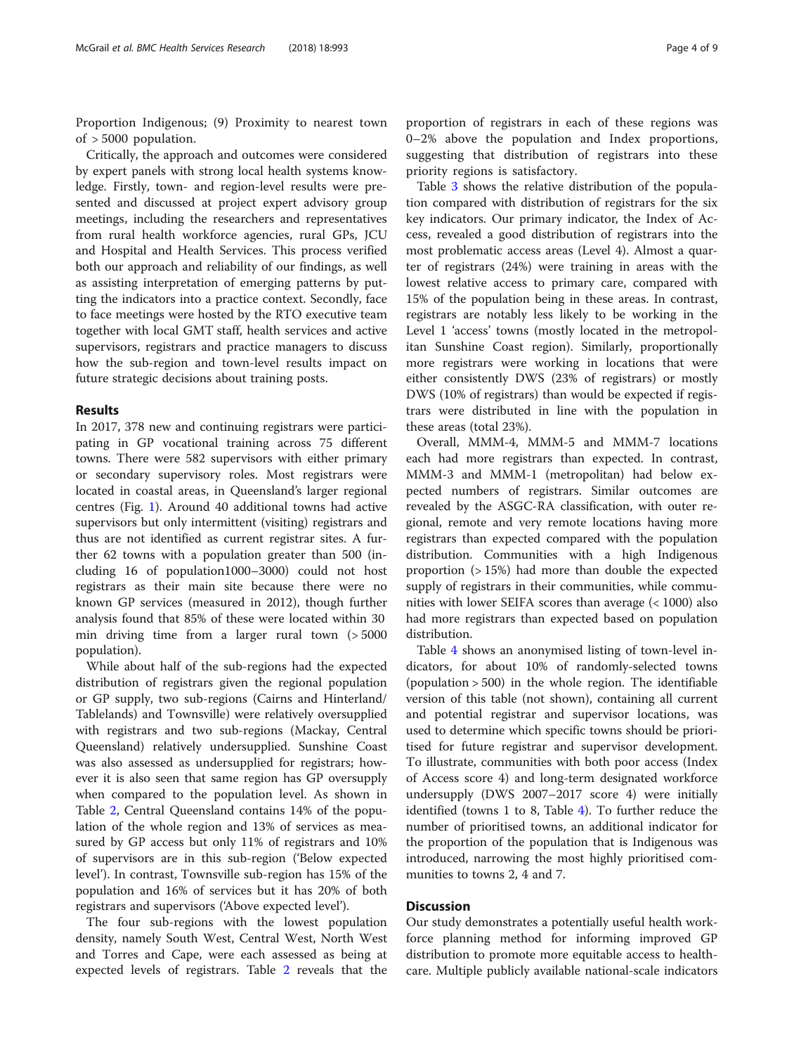Proportion Indigenous; (9) Proximity to nearest town of > 5000 population.

Critically, the approach and outcomes were considered by expert panels with strong local health systems knowledge. Firstly, town- and region-level results were presented and discussed at project expert advisory group meetings, including the researchers and representatives from rural health workforce agencies, rural GPs, JCU and Hospital and Health Services. This process verified both our approach and reliability of our findings, as well as assisting interpretation of emerging patterns by putting the indicators into a practice context. Secondly, face to face meetings were hosted by the RTO executive team together with local GMT staff, health services and active supervisors, registrars and practice managers to discuss how the sub-region and town-level results impact on future strategic decisions about training posts.

## Results

In 2017, 378 new and continuing registrars were participating in GP vocational training across 75 different towns. There were 582 supervisors with either primary or secondary supervisory roles. Most registrars were located in coastal areas, in Queensland's larger regional centres (Fig. 1). Around 40 additional towns had active supervisors but only intermittent (visiting) registrars and thus are not identified as current registrar sites. A further 62 towns with a population greater than 500 (including 16 of population1000–3000) could not host registrars as their main site because there were no known GP services (measured in 2012), though further analysis found that 85% of these were located within 30 min driving time from a larger rural town (> 5000 population).

While about half of the sub-regions had the expected distribution of registrars given the regional population or GP supply, two sub-regions (Cairns and Hinterland/ Tablelands) and Townsville) were relatively oversupplied with registrars and two sub-regions (Mackay, Central Queensland) relatively undersupplied. Sunshine Coast was also assessed as undersupplied for registrars; however it is also seen that same region has GP oversupply when compared to the population level. As shown in Table 2, Central Queensland contains 14% of the population of the whole region and 13% of services as measured by GP access but only 11% of registrars and 10% of supervisors are in this sub-region ('Below expected level'). In contrast, Townsville sub-region has 15% of the population and 16% of services but it has 20% of both registrars and supervisors ('Above expected level').

The four sub-regions with the lowest population density, namely South West, Central West, North West and Torres and Cape, were each assessed as being at expected levels of registrars. Table 2 reveals that the proportion of registrars in each of these regions was 0–2% above the population and Index proportions, suggesting that distribution of registrars into these priority regions is satisfactory.

Table 3 shows the relative distribution of the population compared with distribution of registrars for the six key indicators. Our primary indicator, the Index of Access, revealed a good distribution of registrars into the most problematic access areas (Level 4). Almost a quarter of registrars (24%) were training in areas with the lowest relative access to primary care, compared with 15% of the population being in these areas. In contrast, registrars are notably less likely to be working in the Level 1 'access' towns (mostly located in the metropolitan Sunshine Coast region). Similarly, proportionally more registrars were working in locations that were either consistently DWS (23% of registrars) or mostly DWS (10% of registrars) than would be expected if registrars were distributed in line with the population in these areas (total 23%).

Overall, MMM-4, MMM-5 and MMM-7 locations each had more registrars than expected. In contrast, MMM-3 and MMM-1 (metropolitan) had below expected numbers of registrars. Similar outcomes are revealed by the ASGC-RA classification, with outer regional, remote and very remote locations having more registrars than expected compared with the population distribution. Communities with a high Indigenous proportion (> 15%) had more than double the expected supply of registrars in their communities, while communities with lower SEIFA scores than average (< 1000) also had more registrars than expected based on population distribution.

Table 4 shows an anonymised listing of town-level indicators, for about 10% of randomly-selected towns (population > 500) in the whole region. The identifiable version of this table (not shown), containing all current and potential registrar and supervisor locations, was used to determine which specific towns should be prioritised for future registrar and supervisor development. To illustrate, communities with both poor access (Index of Access score 4) and long-term designated workforce undersupply (DWS 2007–2017 score 4) were initially identified (towns 1 to 8, Table 4). To further reduce the number of prioritised towns, an additional indicator for the proportion of the population that is Indigenous was introduced, narrowing the most highly prioritised communities to towns 2, 4 and 7.

## Discussion

Our study demonstrates a potentially useful health workforce planning method for informing improved GP distribution to promote more equitable access to healthcare. Multiple publicly available national-scale indicators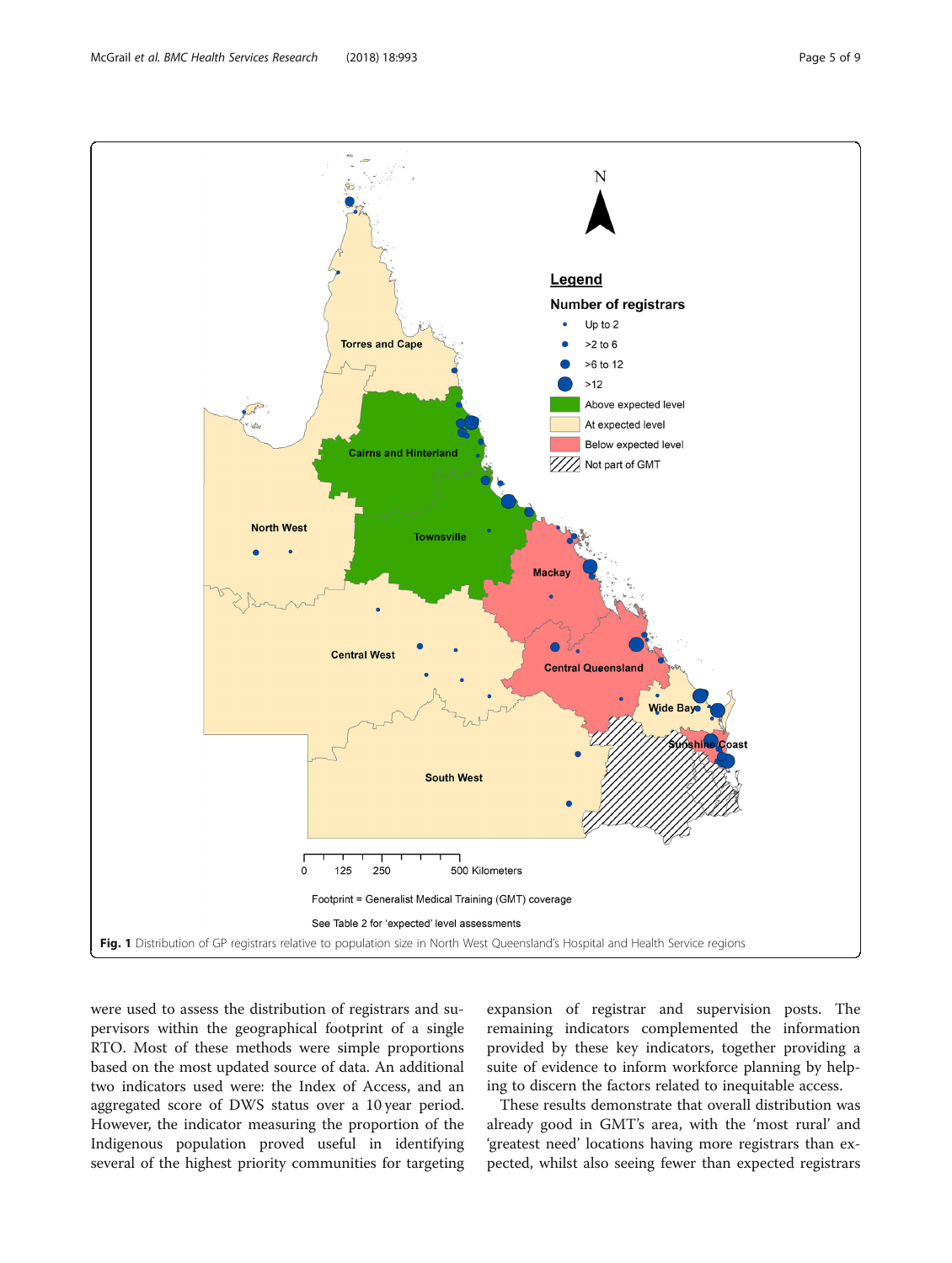Fig. 1 Distribution of GP registrars relative to population size in North West Queensland's Hospital and Health Service regions

were used to assess the distribution of registrars and supervisors within the geographical footprint of a single RTO. Most of these methods were simple proportions based on the most updated source of data. An additional two indicators used were: the Index of Access, and an aggregated score of DWS status over a 10 year period. However, the indicator measuring the proportion of the Indigenous population proved useful in identifying several of the highest priority communities for targeting expansion of registrar and supervision posts. The remaining indicators complemented the information provided by these key indicators, together providing a suite of evidence to inform workforce planning by helping to discern the factors related to inequitable access.

These results demonstrate that overall distribution was already good in GMT's area, with the 'most rural' and 'greatest need' locations having more registrars than expected, whilst also seeing fewer than expected registrars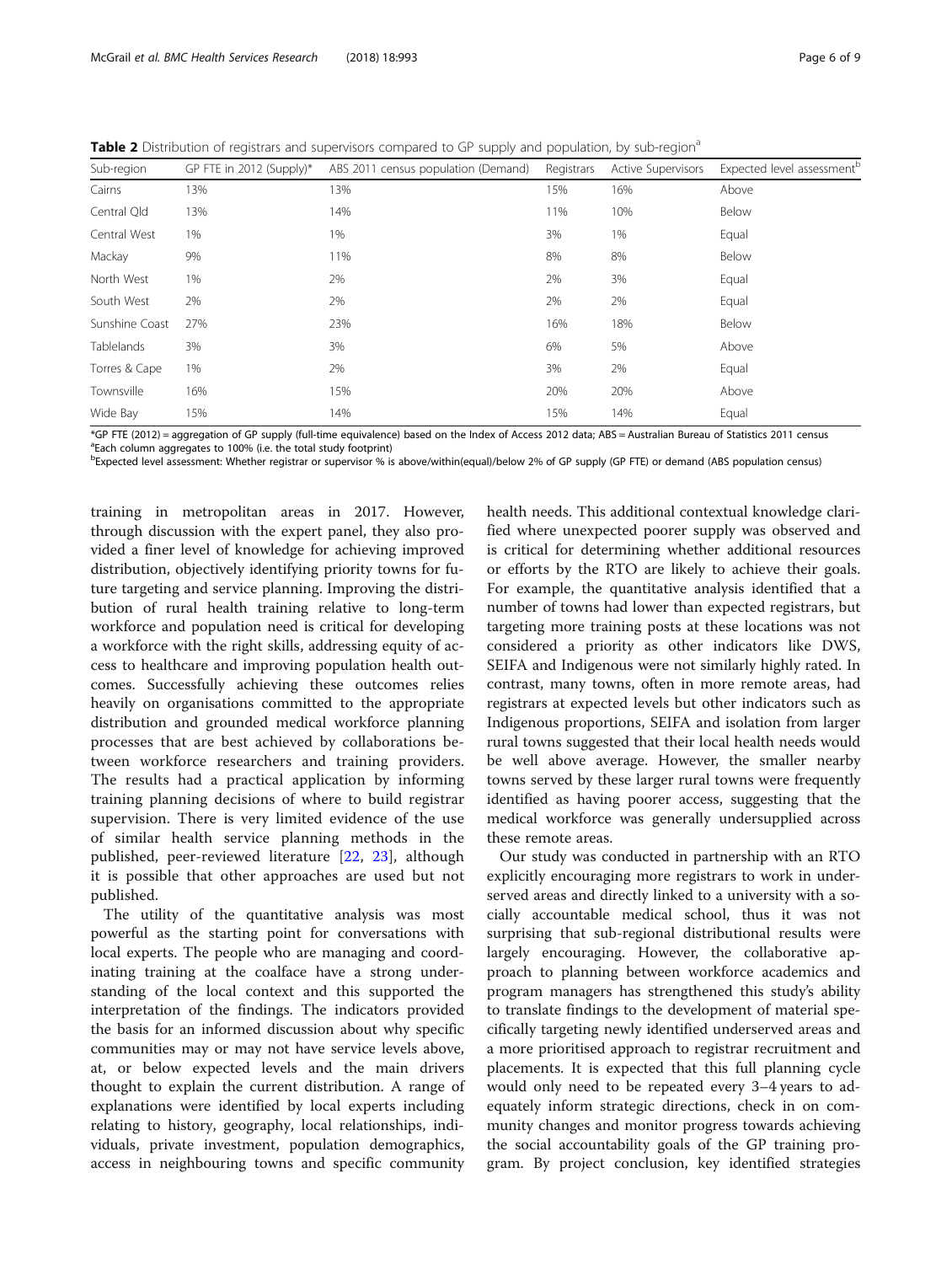**Table 2** Distribution of registrars and supervisors compared to GP supply and population, by sub-region[a]

| Sub-region | GP FTE in 2012 (Supply)* | ABS 2011 census population (Demand) | Registrars | Active Supervisors | Expected level assessment[b] |
|---|---|---|---|---|---|
| Cairns | 13% | 13% | 15% | 16% | Above |
| Central Qld | 13% | 14% | 11% | 10% | Below |
| Central West | 1% | 1% | 3% | 1% | Equal |
| Mackay | 9% | 11% | 8% | 8% | Below |
| North West | 1% | 2% | 2% | 3% | Equal |
| South West | 2% | 2% | 2% | 2% | Equal |
| Sunshine Coast | 27% | 23% | 16% | 18% | Below |
| Tablelands | 3% | 3% | 6% | 5% | Above |
| Torres & Cape | 1% | 2% | 3% | 2% | Equal |
| Townsville | 16% | 15% | 20% | 20% | Above |
| Wide Bay | 15% | 14% | 15% | 14% | Equal |

*GP FTE (2012) = aggregation of GP supply (full-time equivalence) based on the Index of Access 2012 data; ABS = Australian Bureau of Statistics 2011 census
[a]Each column aggregates to 100% (i.e. the total study footprint)
[b]Expected level assessment: Whether registrar or supervisor % is above/within(equal)/below 2% of GP supply (GP FTE) or demand (ABS population census)

training in metropolitan areas in 2017. However, through discussion with the expert panel, they also provided a finer level of knowledge for achieving improved distribution, objectively identifying priority towns for future targeting and service planning. Improving the distribution of rural health training relative to long-term workforce and population need is critical for developing a workforce with the right skills, addressing equity of access to healthcare and improving population health outcomes. Successfully achieving these outcomes relies heavily on organisations committed to the appropriate distribution and grounded medical workforce planning processes that are best achieved by collaborations between workforce researchers and training providers. The results had a practical application by informing training planning decisions of where to build registrar supervision. There is very limited evidence of the use of similar health service planning methods in the published, peer-reviewed literature [22, 23], although it is possible that other approaches are used but not published.

The utility of the quantitative analysis was most powerful as the starting point for conversations with local experts. The people who are managing and coordinating training at the coalface have a strong understanding of the local context and this supported the interpretation of the findings. The indicators provided the basis for an informed discussion about why specific communities may or may not have service levels above, at, or below expected levels and the main drivers thought to explain the current distribution. A range of explanations were identified by local experts including relating to history, geography, local relationships, individuals, private investment, population demographics, access in neighbouring towns and specific community health needs. This additional contextual knowledge clarified where unexpected poorer supply was observed and is critical for determining whether additional resources or efforts by the RTO are likely to achieve their goals. For example, the quantitative analysis identified that a number of towns had lower than expected registrars, but targeting more training posts at these locations was not considered a priority as other indicators like DWS, SEIFA and Indigenous were not similarly highly rated. In contrast, many towns, often in more remote areas, had registrars at expected levels but other indicators such as Indigenous proportions, SEIFA and isolation from larger rural towns suggested that their local health needs would be well above average. However, the smaller nearby towns served by these larger rural towns were frequently identified as having poorer access, suggesting that the medical workforce was generally undersupplied across these remote areas.

Our study was conducted in partnership with an RTO explicitly encouraging more registrars to work in underserved areas and directly linked to a university with a socially accountable medical school, thus it was not surprising that sub-regional distributional results were largely encouraging. However, the collaborative approach to planning between workforce academics and program managers has strengthened this study's ability to translate findings to the development of material specifically targeting newly identified underserved areas and a more prioritised approach to registrar recruitment and placements. It is expected that this full planning cycle would only need to be repeated every 3–4 years to adequately inform strategic directions, check in on community changes and monitor progress towards achieving the social accountability goals of the GP training program. By project conclusion, key identified strategies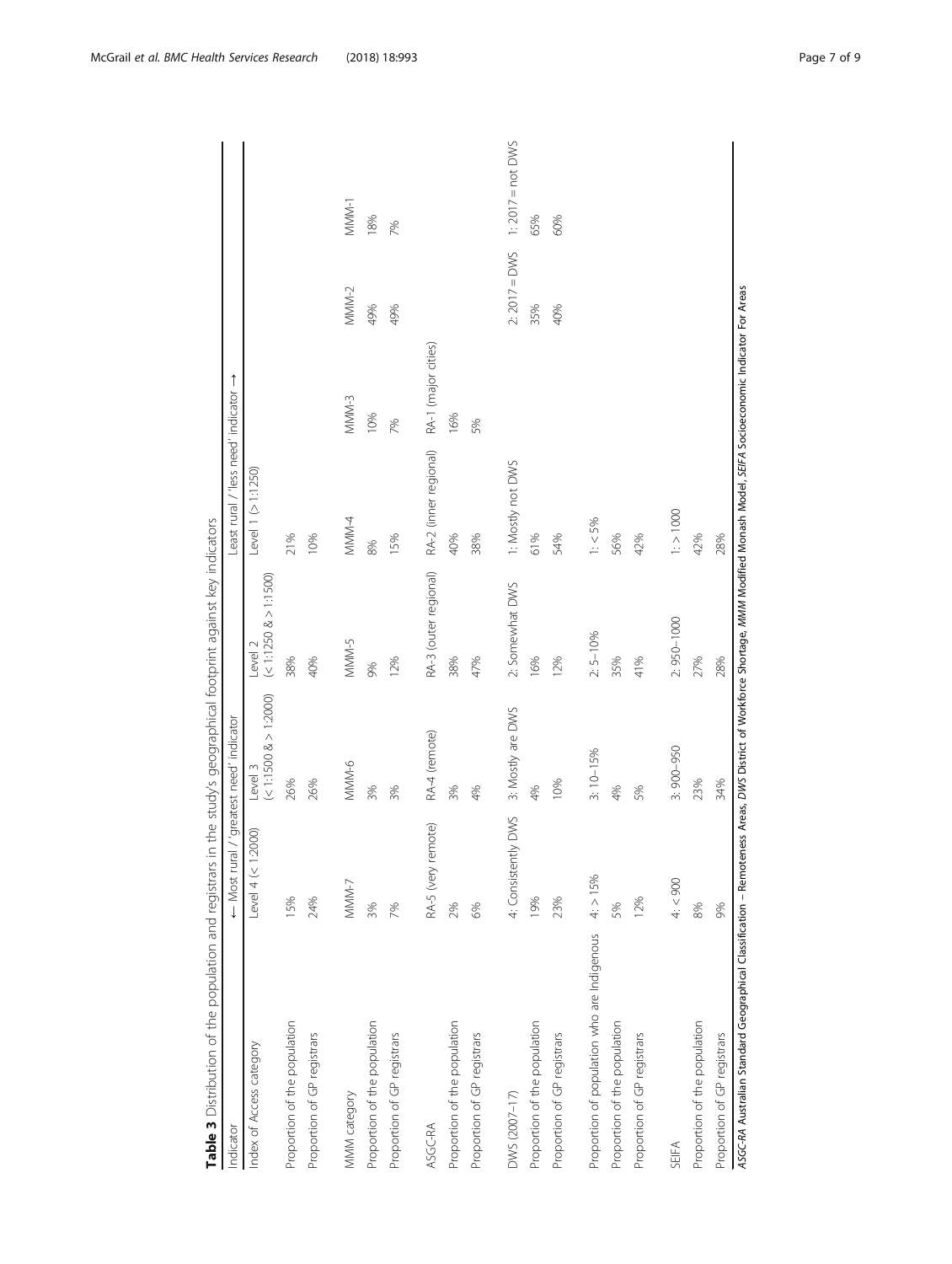**Table 3** Distribution of the population and registrars in the study's geographical footprint against key indicators

| Indicator | ← Most rural / 'greatest need' indicator | | | Least rural / 'less need' indicator → | | | |
|---|---|---|---|---|---|---|---|
| Index of Access category | Level 4 (< 1:2000) | Level 3 (< 1:1500 & > 1:2000) | Level 2 (< 1:1250 & > 1:1500) | Level 1 (> 1:1250) | | | |
| Proportion of the population | 15% | 26% | 38% | 21% | | | |
| Proportion of GP registrars | 24% | 26% | 40% | 10% | | | |
| MMM category | MMM-7 | MMM-6 | MMM-5 | MMM-4 | MMM-3 | MMM-2 | MMM-1 |
| Proportion of the population | 3% | 3% | 9% | 8% | 10% | 49% | 18% |
| Proportion of GP registrars | 7% | 3% | 12% | 15% | 7% | 49% | 7% |
| ASGC-RA | RA-5 (very remote) | RA-4 (remote) | RA-3 (outer regional) | RA-2 (inner regional) | RA-1 (major cities) | | |
| Proportion of the population | 2% | 3% | 38% | 40% | 16% | | |
| Proportion of GP registrars | 6% | 4% | 47% | 38% | 5% | | |
| DWS (2007–17) | 4: Consistently DWS | 3: Mostly are DWS | 2: Somewhat DWS | 1: Mostly not DWS | | 2: 2017 = DWS | 1: 2017 = not DWS |
| Proportion of the population | 19% | 4% | 16% | 61% | | 35% | 65% |
| Proportion of GP registrars | 23% | 10% | 12% | 54% | | 40% | 60% |
| Proportion of population who are Indigenous | 4: > 15% | 3: 10–15% | 2: 5–10% | 1: < 5% | | | |
| Proportion of the population | 5% | 4% | 35% | 56% | | | |
| Proportion of GP registrars | 12% | 5% | 41% | 42% | | | |
| SEIFA | 4: < 900 | 3: 900–950 | 2: 950–1000 | 1: > 1000 | | | |
| Proportion of the population | 8% | 23% | 27% | 42% | | | |
| Proportion of GP registrars | 9% | 34% | 28% | 28% | | | |

*ASGC-RA* Australian Standard Geographical Classification – Remoteness Areas, *DWS* District of Workforce Shortage, *MMM* Modified Monash Model, *SEIFA* Socioeconomic Indicator For Areas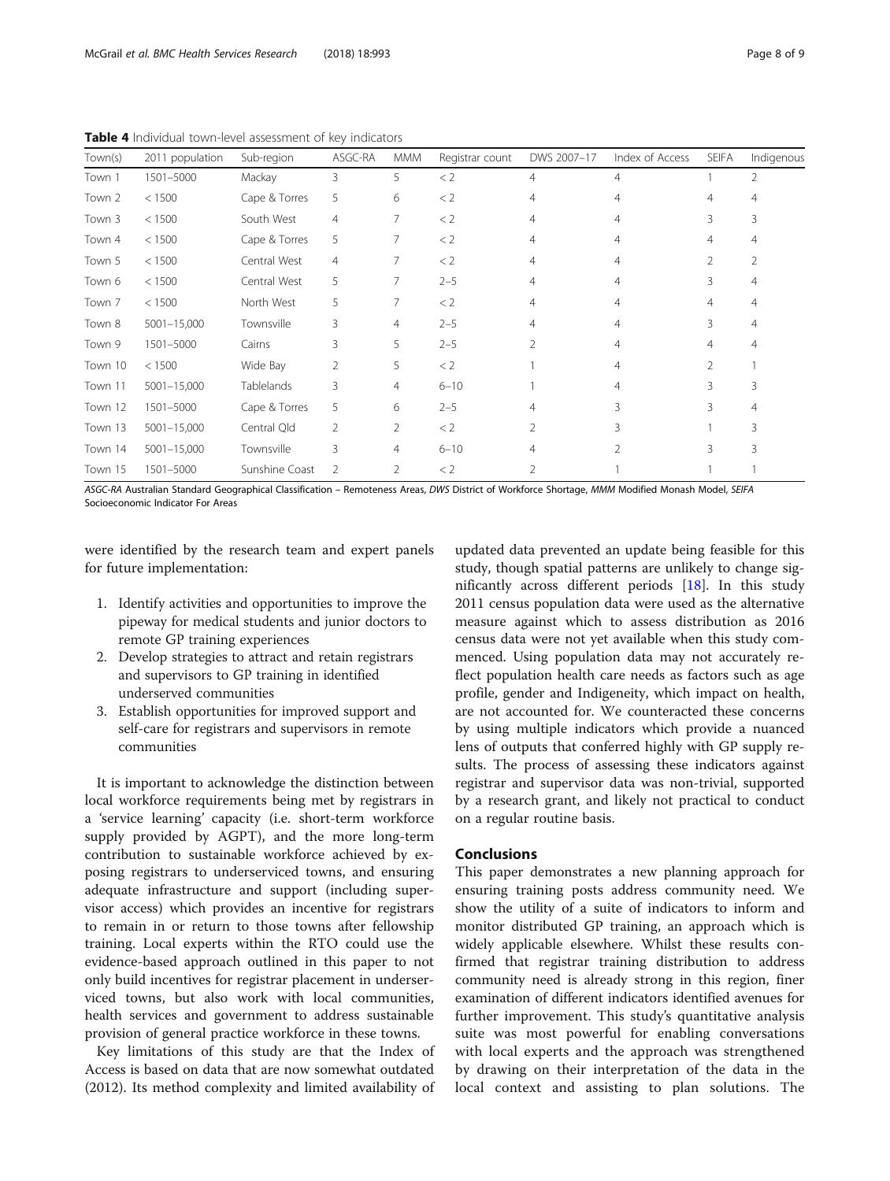**Table 4** Individual town-level assessment of key indicators

| Town(s) | 2011 population | Sub-region | ASGC-RA | MMM | Registrar count | DWS 2007–17 | Index of Access | SEIFA | Indigenous |
|---|---|---|---|---|---|---|---|---|---|
| Town 1 | 1501–5000 | Mackay | 3 | 5 | < 2 | 4 | 4 | 1 | 2 |
| Town 2 | < 1500 | Cape & Torres | 5 | 6 | < 2 | 4 | 4 | 4 | 4 |
| Town 3 | < 1500 | South West | 4 | 7 | < 2 | 4 | 4 | 3 | 3 |
| Town 4 | < 1500 | Cape & Torres | 5 | 7 | < 2 | 4 | 4 | 4 | 4 |
| Town 5 | < 1500 | Central West | 4 | 7 | < 2 | 4 | 4 | 2 | 2 |
| Town 6 | < 1500 | Central West | 5 | 7 | 2–5 | 4 | 4 | 3 | 4 |
| Town 7 | < 1500 | North West | 5 | 7 | < 2 | 4 | 4 | 4 | 4 |
| Town 8 | 5001–15,000 | Townsville | 3 | 4 | 2–5 | 4 | 4 | 3 | 4 |
| Town 9 | 1501–5000 | Cairns | 3 | 5 | 2–5 | 2 | 4 | 4 | 4 |
| Town 10 | < 1500 | Wide Bay | 2 | 5 | < 2 | 1 | 4 | 2 | 1 |
| Town 11 | 5001–15,000 | Tablelands | 3 | 4 | 6–10 | 1 | 4 | 3 | 3 |
| Town 12 | 1501–5000 | Cape & Torres | 5 | 6 | 2–5 | 4 | 3 | 3 | 4 |
| Town 13 | 5001–15,000 | Central Qld | 2 | 2 | < 2 | 2 | 3 | 1 | 3 |
| Town 14 | 5001–15,000 | Townsville | 3 | 4 | 6–10 | 4 | 2 | 3 | 3 |
| Town 15 | 1501–5000 | Sunshine Coast | 2 | 2 | < 2 | 2 | 1 | 1 | 1 |

*ASGC-RA* Australian Standard Geographical Classification – Remoteness Areas, *DWS* District of Workforce Shortage, *MMM* Modified Monash Model, *SEIFA* Socioeconomic Indicator For Areas

were identified by the research team and expert panels for future implementation:

1. Identify activities and opportunities to improve the pipeway for medical students and junior doctors to remote GP training experiences
2. Develop strategies to attract and retain registrars and supervisors to GP training in identified underserved communities
3. Establish opportunities for improved support and self-care for registrars and supervisors in remote communities

It is important to acknowledge the distinction between local workforce requirements being met by registrars in a 'service learning' capacity (i.e. short-term workforce supply provided by AGPT), and the more long-term contribution to sustainable workforce achieved by exposing registrars to underserviced towns, and ensuring adequate infrastructure and support (including supervisor access) which provides an incentive for registrars to remain in or return to those towns after fellowship training. Local experts within the RTO could use the evidence-based approach outlined in this paper to not only build incentives for registrar placement in underserviced towns, but also work with local communities, health services and government to address sustainable provision of general practice workforce in these towns.

Key limitations of this study are that the Index of Access is based on data that are now somewhat outdated (2012). Its method complexity and limited availability of updated data prevented an update being feasible for this study, though spatial patterns are unlikely to change significantly across different periods [18]. In this study 2011 census population data were used as the alternative measure against which to assess distribution as 2016 census data were not yet available when this study commenced. Using population data may not accurately reflect population health care needs as factors such as age profile, gender and Indigeneity, which impact on health, are not accounted for. We counteracted these concerns by using multiple indicators which provide a nuanced lens of outputs that conferred highly with GP supply results. The process of assessing these indicators against registrar and supervisor data was non-trivial, supported by a research grant, and likely not practical to conduct on a regular routine basis.

## Conclusions

This paper demonstrates a new planning approach for ensuring training posts address community need. We show the utility of a suite of indicators to inform and monitor distributed GP training, an approach which is widely applicable elsewhere. Whilst these results confirmed that registrar training distribution to address community need is already strong in this region, finer examination of different indicators identified avenues for further improvement. This study's quantitative analysis suite was most powerful for enabling conversations with local experts and the approach was strengthened by drawing on their interpretation of the data in the local context and assisting to plan solutions. The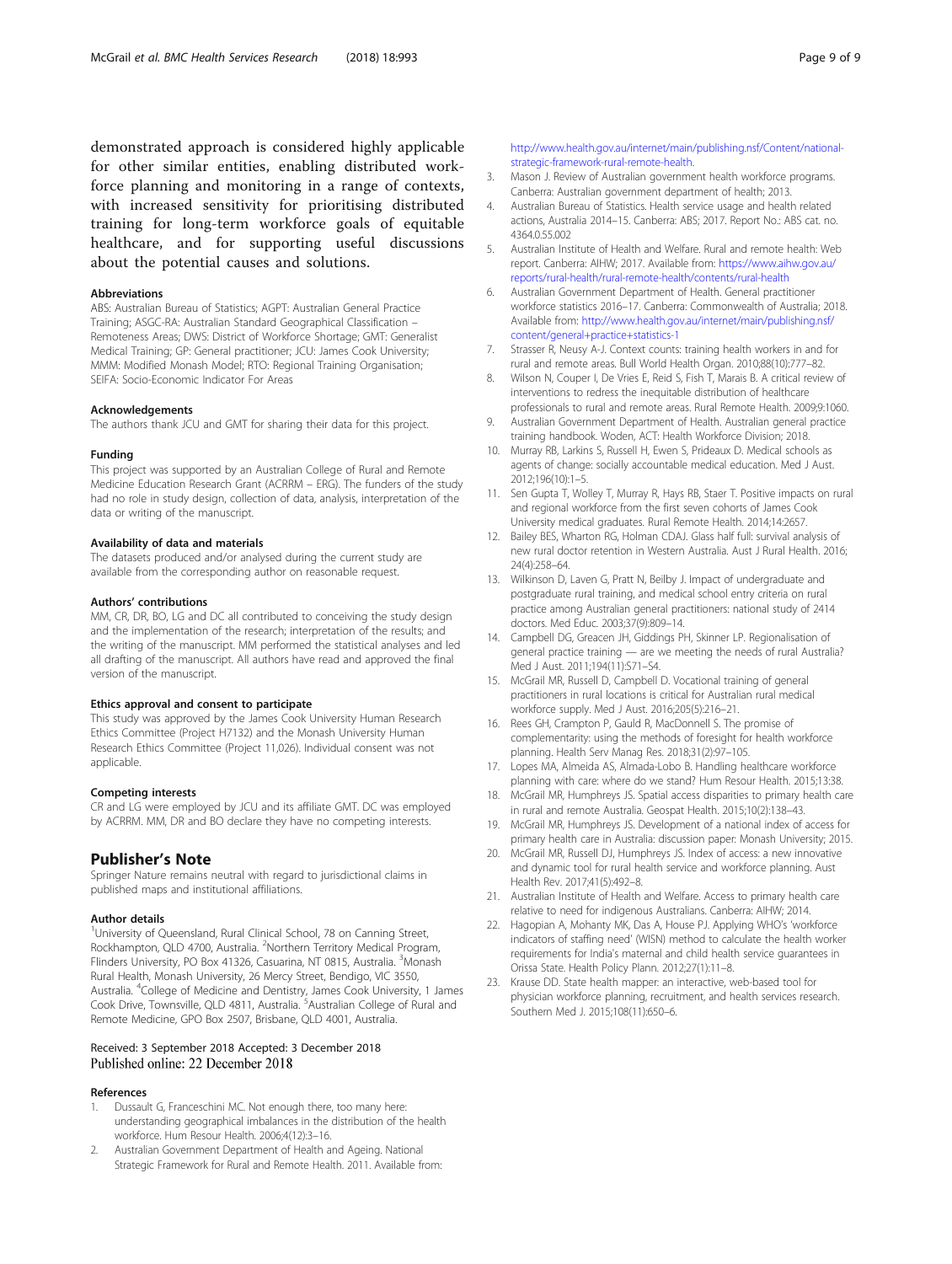demonstrated approach is considered highly applicable for other similar entities, enabling distributed workforce planning and monitoring in a range of contexts, with increased sensitivity for prioritising distributed training for long-term workforce goals of equitable healthcare, and for supporting useful discussions about the potential causes and solutions.

#### Abbreviations

ABS: Australian Bureau of Statistics; AGPT: Australian General Practice Training; ASGC-RA: Australian Standard Geographical Classification – Remoteness Areas; DWS: District of Workforce Shortage; GMT: Generalist Medical Training; GP: General practitioner; JCU: James Cook University; MMM: Modified Monash Model; RTO: Regional Training Organisation; SEIFA: Socio-Economic Indicator For Areas

#### Acknowledgements

The authors thank JCU and GMT for sharing their data for this project.

#### Funding

This project was supported by an Australian College of Rural and Remote Medicine Education Research Grant (ACRRM – ERG). The funders of the study had no role in study design, collection of data, analysis, interpretation of the data or writing of the manuscript.

#### Availability of data and materials

The datasets produced and/or analysed during the current study are available from the corresponding author on reasonable request.

#### Authors' contributions

MM, CR, DR, BO, LG and DC all contributed to conceiving the study design and the implementation of the research; interpretation of the results; and the writing of the manuscript. MM performed the statistical analyses and led all drafting of the manuscript. All authors have read and approved the final version of the manuscript.

#### Ethics approval and consent to participate

This study was approved by the James Cook University Human Research Ethics Committee (Project H7132) and the Monash University Human Research Ethics Committee (Project 11,026). Individual consent was not applicable.

#### Competing interests

CR and LG were employed by JCU and its affiliate GMT. DC was employed by ACRRM. MM, DR and BO declare they have no competing interests.

## Publisher's Note

Springer Nature remains neutral with regard to jurisdictional claims in published maps and institutional affiliations.

#### Author details

[1]University of Queensland, Rural Clinical School, 78 on Canning Street, Rockhampton, QLD 4700, Australia. [2]Northern Territory Medical Program, Flinders University, PO Box 41326, Casuarina, NT 0815, Australia. [3]Monash Rural Health, Monash University, 26 Mercy Street, Bendigo, VIC 3550, Australia. [4]College of Medicine and Dentistry, James Cook University, 1 James Cook Drive, Townsville, QLD 4811, Australia. [5]Australian College of Rural and Remote Medicine, GPO Box 2507, Brisbane, QLD 4001, Australia.

Received: 3 September 2018 Accepted: 3 December 2018
Published online: 22 December 2018

#### References

1. Dussault G, Franceschini MC. Not enough there, too many here: understanding geographical imbalances in the distribution of the health workforce. Hum Resour Health. 2006;4(12):3–16.
2. Australian Government Department of Health and Ageing. National Strategic Framework for Rural and Remote Health. 2011. Available from: http://www.health.gov.au/internet/main/publishing.nsf/Content/national-strategic-framework-rural-remote-health.
3. Mason J. Review of Australian government health workforce programs. Canberra: Australian government department of health; 2013.
4. Australian Bureau of Statistics. Health service usage and health related actions, Australia 2014–15. Canberra: ABS; 2017. Report No.: ABS cat. no. 4364.0.55.002
5. Australian Institute of Health and Welfare. Rural and remote health: Web report. Canberra: AIHW; 2017. Available from: https://www.aihw.gov.au/reports/rural-health/rural-remote-health/contents/rural-health
6. Australian Government Department of Health. General practitioner workforce statistics 2016–17. Canberra: Commonwealth of Australia; 2018. Available from: http://www.health.gov.au/internet/main/publishing.nsf/content/general+practice+statistics-1
7. Strasser R, Neusy A-J. Context counts: training health workers in and for rural and remote areas. Bull World Health Organ. 2010;88(10):777–82.
8. Wilson N, Couper I, De Vries E, Reid S, Fish T, Marais B. A critical review of interventions to redress the inequitable distribution of healthcare professionals to rural and remote areas. Rural Remote Health. 2009;9:1060.
9. Australian Government Department of Health. Australian general practice training handbook. Woden, ACT: Health Workforce Division; 2018.
10. Murray RB, Larkins S, Russell H, Ewen S, Prideaux D. Medical schools as agents of change: socially accountable medical education. Med J Aust. 2012;196(10):1–5.
11. Sen Gupta T, Wolley T, Murray R, Hays RB, Staer T. Positive impacts on rural and regional workforce from the first seven cohorts of James Cook University medical graduates. Rural Remote Health. 2014;14:2657.
12. Bailey BES, Wharton RG, Holman CDAJ. Glass half full: survival analysis of new rural doctor retention in Western Australia. Aust J Rural Health. 2016;24(4):258–64.
13. Wilkinson D, Laven G, Pratt N, Beilby J. Impact of undergraduate and postgraduate rural training, and medical school entry criteria on rural practice among Australian general practitioners: national study of 2414 doctors. Med Educ. 2003;37(9):809–14.
14. Campbell DG, Greacen JH, Giddings PH, Skinner LP. Regionalisation of general practice training — are we meeting the needs of rural Australia? Med J Aust. 2011;194(11):S71–S4.
15. McGrail MR, Russell D, Campbell D. Vocational training of general practitioners in rural locations is critical for Australian rural medical workforce supply. Med J Aust. 2016;205(5):216–21.
16. Rees GH, Crampton P, Gauld R, MacDonnell S. The promise of complementarity: using the methods of foresight for health workforce planning. Health Serv Manag Res. 2018;31(2):97–105.
17. Lopes MA, Almeida AS, Almada-Lobo B. Handling healthcare workforce planning with care: where do we stand? Hum Resour Health. 2015;13:38.
18. McGrail MR, Humphreys JS. Spatial access disparities to primary health care in rural and remote Australia. Geospat Health. 2015;10(2):138–43.
19. McGrail MR, Humphreys JS. Development of a national index of access for primary health care in Australia: discussion paper: Monash University; 2015.
20. McGrail MR, Russell DJ, Humphreys JS. Index of access: a new innovative and dynamic tool for rural health service and workforce planning. Aust Health Rev. 2017;41(5):492–8.
21. Australian Institute of Health and Welfare. Access to primary health care relative to need for indigenous Australians. Canberra: AIHW; 2014.
22. Hagopian A, Mohanty MK, Das A, House PJ. Applying WHO's 'workforce indicators of staffing need' (WISN) method to calculate the health worker requirements for India's maternal and child health service guarantees in Orissa State. Health Policy Plann. 2012;27(1):11–8.
23. Krause DD. State health mapper: an interactive, web-based tool for physician workforce planning, recruitment, and health services research. Southern Med J. 2015;108(11):650–6.